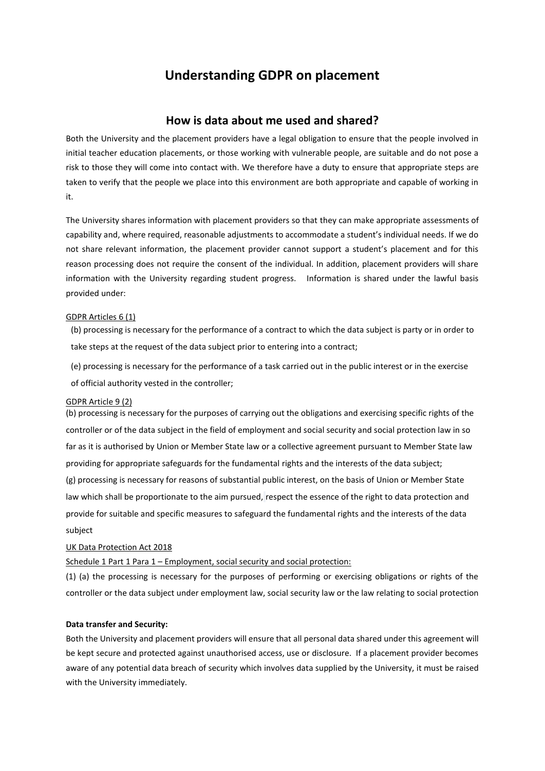# Understanding GDPR on placement

## How is data about me used and shared?

Both the University and the placement providers have a legal obligation to ensure that the people involved in initial teacher education placements, or those working with vulnerable people, are suitable and do not pose a risk to those they will come into contact with. We therefore have a duty to ensure that appropriate steps are taken to verify that the people we place into this environment are both appropriate and capable of working in it.

The University shares information with placement providers so that they can make appropriate assessments of capability and, where required, reasonable adjustments to accommodate a student's individual needs. If we do not share relevant information, the placement provider cannot support a student's placement and for this reason processing does not require the consent of the individual. In addition, placement providers will share information with the University regarding student progress. Information is shared under the lawful basis provided under:

<u>GDPR Articles 6 (1)</u>

(b) processing is necessary for the performance of a contract to which the data subject is party or in order to take steps at the request of the data subject prior to entering into a contract;

(e) processing is necessary for the performance of a task carried out in the public interest or in the exercise of official authority vested in the controller;

<u>GDPR Article 9 (2)</u>

(b) processing is necessary for the purposes of carrying out the obligations and exercising specific rights of the controller or of the data subject in the field of employment and social security and social protection law in so far as it is authorised by Union or Member State law or a collective agreement pursuant to Member State law providing for appropriate safeguards for the fundamental rights and the interests of the data subject;

(g) processing is necessary for reasons of substantial public interest, on the basis of Union or Member State law which shall be proportionate to the aim pursued, respect the essence of the right to data protection and provide for suitable and specific measures to safeguard the fundamental rights and the interests of the data subject

<u>UK Data Protection Act 2018</u>

<u>Schedule 1 Part 1 Para 1 – Employment, social security and social protection:</u>

(1) (a) the processing is necessary for the purposes of performing or exercising obligations or rights of the controller or the data subject under employment law, social security law or the law relating to social protection

**Data transfer and Security:**

Both the University and placement providers will ensure that all personal data shared under this agreement will be kept secure and protected against unauthorised access, use or disclosure. If a placement provider becomes aware of any potential data breach of security which involves data supplied by the University, it must be raised with the University immediately.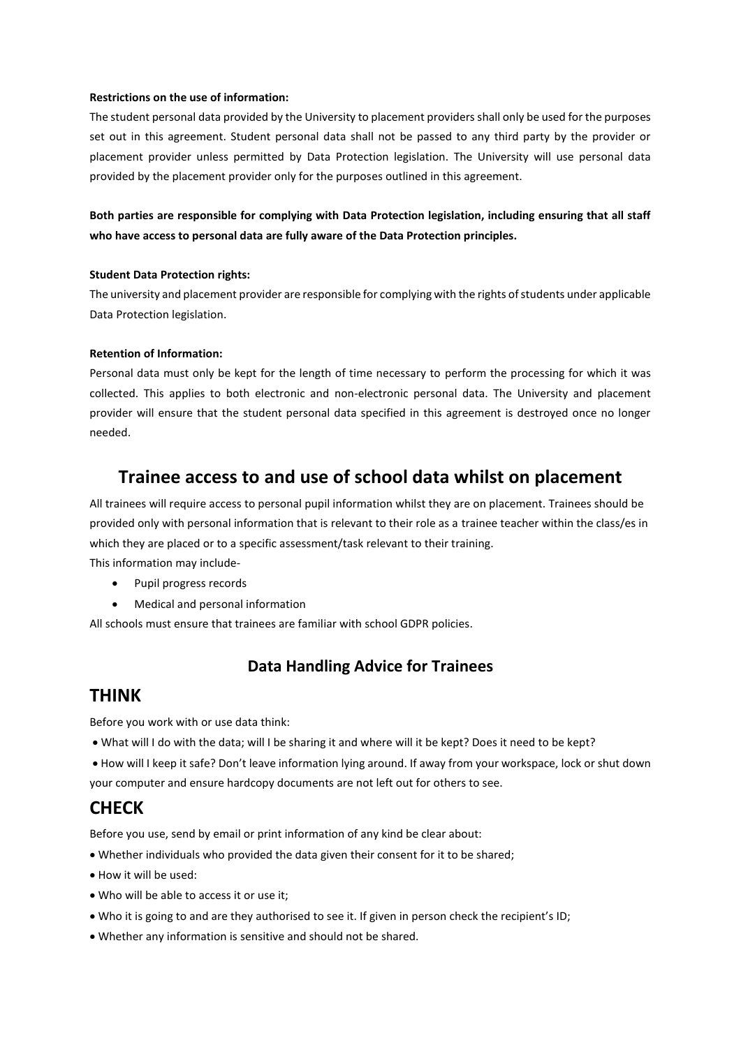**Restrictions on the use of information:**

The student personal data provided by the University to placement providers shall only be used for the purposes set out in this agreement. Student personal data shall not be passed to any third party by the provider or placement provider unless permitted by Data Protection legislation. The University will use personal data provided by the placement provider only for the purposes outlined in this agreement.

**Both parties are responsible for complying with Data Protection legislation, including ensuring that all staff who have access to personal data are fully aware of the Data Protection principles.**

**Student Data Protection rights:**

The university and placement provider are responsible for complying with the rights of students under applicable Data Protection legislation.

**Retention of Information:**

Personal data must only be kept for the length of time necessary to perform the processing for which it was collected. This applies to both electronic and non-electronic personal data. The University and placement provider will ensure that the student personal data specified in this agreement is destroyed once no longer needed.

## Trainee access to and use of school data whilst on placement

All trainees will require access to personal pupil information whilst they are on placement. Trainees should be provided only with personal information that is relevant to their role as a trainee teacher within the class/es in which they are placed or to a specific assessment/task relevant to their training.

This information may include-

- Pupil progress records
- Medical and personal information

All schools must ensure that trainees are familiar with school GDPR policies.

### Data Handling Advice for Trainees

## THINK

Before you work with or use data think:

- What will I do with the data; will I be sharing it and where will it be kept? Does it need to be kept?
- How will I keep it safe? Don't leave information lying around. If away from your workspace, lock or shut down your computer and ensure hardcopy documents are not left out for others to see.

## CHECK

Before you use, send by email or print information of any kind be clear about:

- Whether individuals who provided the data given their consent for it to be shared;
- How it will be used:
- Who will be able to access it or use it;
- Who it is going to and are they authorised to see it. If given in person check the recipient's ID;
- Whether any information is sensitive and should not be shared.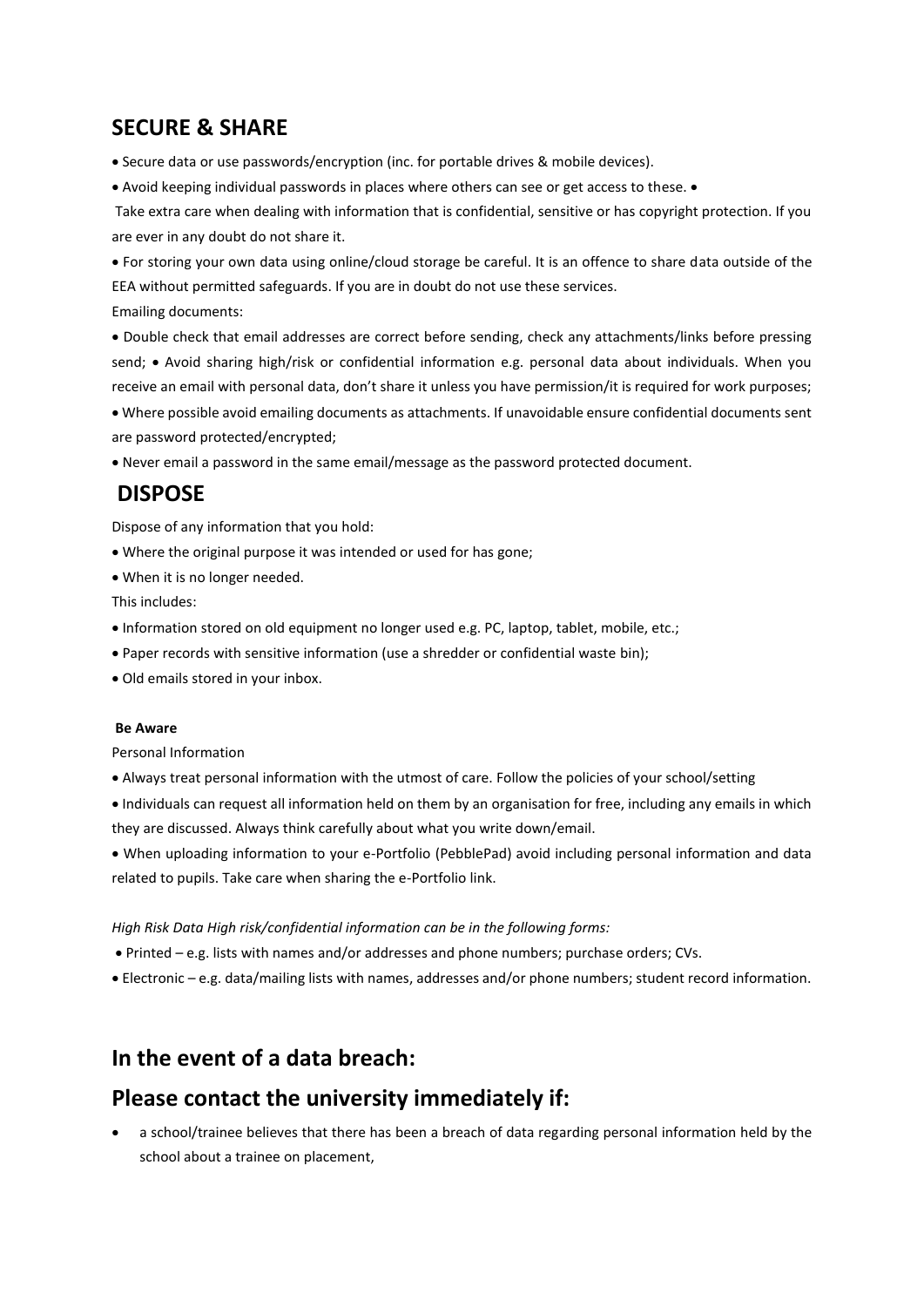## SECURE & SHARE

- Secure data or use passwords/encryption (inc. for portable drives & mobile devices).
- Avoid keeping individual passwords in places where others can see or get access to these. •

Take extra care when dealing with information that is confidential, sensitive or has copyright protection. If you are ever in any doubt do not share it.

- For storing your own data using online/cloud storage be careful. It is an offence to share data outside of the EEA without permitted safeguards. If you are in doubt do not use these services.

Emailing documents:

- Double check that email addresses are correct before sending, check any attachments/links before pressing send; • Avoid sharing high/risk or confidential information e.g. personal data about individuals. When you receive an email with personal data, don't share it unless you have permission/it is required for work purposes;
- Where possible avoid emailing documents as attachments. If unavoidable ensure confidential documents sent are password protected/encrypted;
- Never email a password in the same email/message as the password protected document.

## DISPOSE

Dispose of any information that you hold:

- Where the original purpose it was intended or used for has gone;
- When it is no longer needed.

This includes:

- Information stored on old equipment no longer used e.g. PC, laptop, tablet, mobile, etc.;
- Paper records with sensitive information (use a shredder or confidential waste bin);
- Old emails stored in your inbox.

**Be Aware**

Personal Information

- Always treat personal information with the utmost of care. Follow the policies of your school/setting
- Individuals can request all information held on them by an organisation for free, including any emails in which they are discussed. Always think carefully about what you write down/email.
- When uploading information to your e-Portfolio (PebblePad) avoid including personal information and data related to pupils. Take care when sharing the e-Portfolio link.

*High Risk Data High risk/confidential information can be in the following forms:*

- Printed – e.g. lists with names and/or addresses and phone numbers; purchase orders; CVs.
- Electronic – e.g. data/mailing lists with names, addresses and/or phone numbers; student record information.

## In the event of a data breach:

## Please contact the university immediately if:

- a school/trainee believes that there has been a breach of data regarding personal information held by the school about a trainee on placement,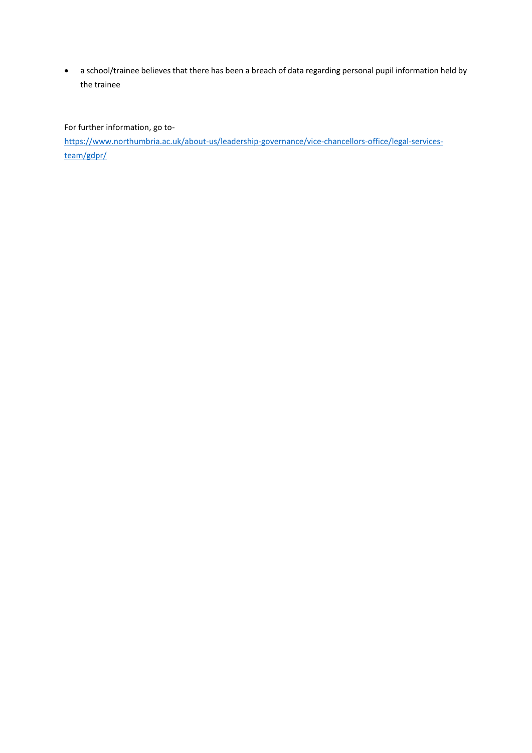- a school/trainee believes that there has been a breach of data regarding personal pupil information held by the trainee

For further information, go to- https://www.northumbria.ac.uk/about-us/leadership-governance/vice-chancellors-office/legal-services-team/gdpr/